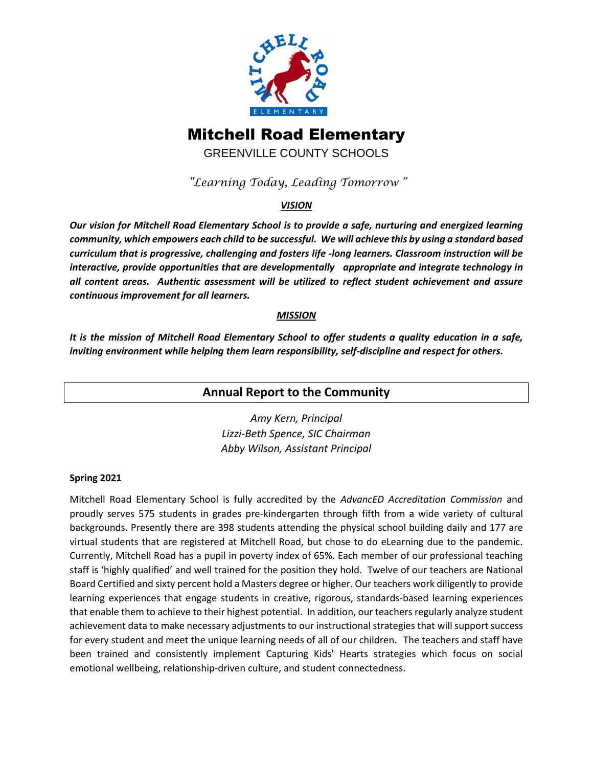# Mitchell Road Elementary

GREENVILLE COUNTY SCHOOLS

*"Learning Today, Leading Tomorrow"*

## *VISION*

***Our vision for Mitchell Road Elementary School is to provide a safe, nurturing and energized learning community, which empowers each child to be successful. We will achieve this by using a standard based curriculum that is progressive, challenging and fosters life -long learners. Classroom instruction will be interactive, provide opportunities that are developmentally appropriate and integrate technology in all content areas. Authentic assessment will be utilized to reflect student achievement and assure continuous improvement for all learners.***

## *MISSION*

***It is the mission of Mitchell Road Elementary School to offer students a quality education in a safe, inviting environment while helping them learn responsibility, self-discipline and respect for others.***

## Annual Report to the Community

*Amy Kern, Principal*
*Lizzi-Beth Spence, SIC Chairman*
*Abby Wilson, Assistant Principal*

**Spring 2021**

Mitchell Road Elementary School is fully accredited by the *AdvancED Accreditation Commission* and proudly serves 575 students in grades pre-kindergarten through fifth from a wide variety of cultural backgrounds. Presently there are 398 students attending the physical school building daily and 177 are virtual students that are registered at Mitchell Road, but chose to do eLearning due to the pandemic. Currently, Mitchell Road has a pupil in poverty index of 65%. Each member of our professional teaching staff is 'highly qualified' and well trained for the position they hold. Twelve of our teachers are National Board Certified and sixty percent hold a Masters degree or higher. Our teachers work diligently to provide learning experiences that engage students in creative, rigorous, standards-based learning experiences that enable them to achieve to their highest potential. In addition, our teachers regularly analyze student achievement data to make necessary adjustments to our instructional strategies that will support success for every student and meet the unique learning needs of all of our children. The teachers and staff have been trained and consistently implement Capturing Kids' Hearts strategies which focus on social emotional wellbeing, relationship-driven culture, and student connectedness.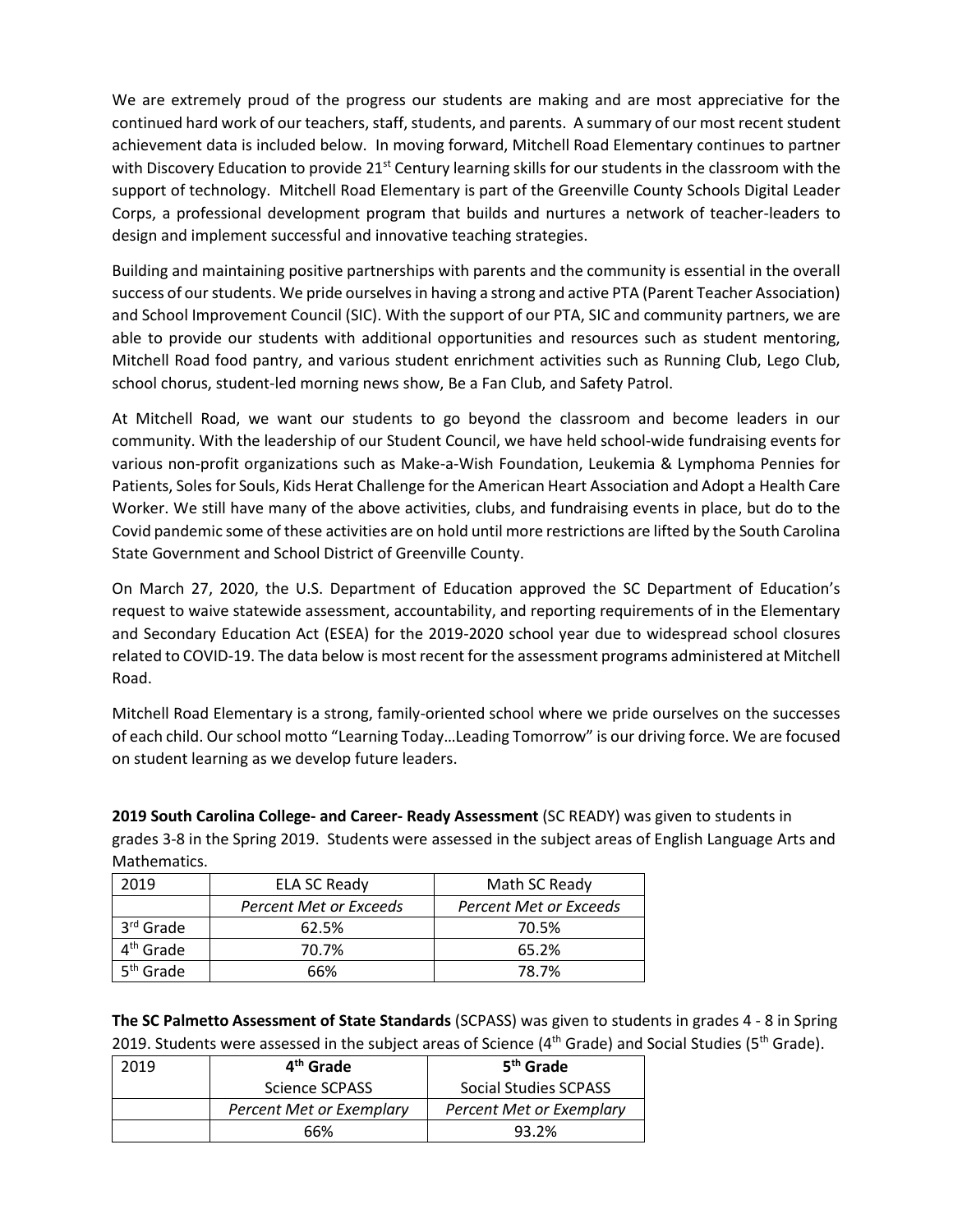We are extremely proud of the progress our students are making and are most appreciative for the continued hard work of our teachers, staff, students, and parents. A summary of our most recent student achievement data is included below. In moving forward, Mitchell Road Elementary continues to partner with Discovery Education to provide 21st Century learning skills for our students in the classroom with the support of technology. Mitchell Road Elementary is part of the Greenville County Schools Digital Leader Corps, a professional development program that builds and nurtures a network of teacher-leaders to design and implement successful and innovative teaching strategies.

Building and maintaining positive partnerships with parents and the community is essential in the overall success of our students. We pride ourselves in having a strong and active PTA (Parent Teacher Association) and School Improvement Council (SIC). With the support of our PTA, SIC and community partners, we are able to provide our students with additional opportunities and resources such as student mentoring, Mitchell Road food pantry, and various student enrichment activities such as Running Club, Lego Club, school chorus, student-led morning news show, Be a Fan Club, and Safety Patrol.

At Mitchell Road, we want our students to go beyond the classroom and become leaders in our community. With the leadership of our Student Council, we have held school-wide fundraising events for various non-profit organizations such as Make-a-Wish Foundation, Leukemia & Lymphoma Pennies for Patients, Soles for Souls, Kids Herat Challenge for the American Heart Association and Adopt a Health Care Worker. We still have many of the above activities, clubs, and fundraising events in place, but do to the Covid pandemic some of these activities are on hold until more restrictions are lifted by the South Carolina State Government and School District of Greenville County.

On March 27, 2020, the U.S. Department of Education approved the SC Department of Education's request to waive statewide assessment, accountability, and reporting requirements of in the Elementary and Secondary Education Act (ESEA) for the 2019-2020 school year due to widespread school closures related to COVID-19. The data below is most recent for the assessment programs administered at Mitchell Road.

Mitchell Road Elementary is a strong, family-oriented school where we pride ourselves on the successes of each child. Our school motto "Learning Today…Leading Tomorrow" is our driving force. We are focused on student learning as we develop future leaders.

**2019 South Carolina College- and Career- Ready Assessment** (SC READY) was given to students in grades 3-8 in the Spring 2019. Students were assessed in the subject areas of English Language Arts and Mathematics.

| 2019 | ELA SC Ready | Math SC Ready |
|---|---|---|
| | *Percent Met or Exceeds* | *Percent Met or Exceeds* |
| 3rd Grade | 62.5% | 70.5% |
| 4th Grade | 70.7% | 65.2% |
| 5th Grade | 66% | 78.7% |

**The SC Palmetto Assessment of State Standards** (SCPASS) was given to students in grades 4 - 8 in Spring 2019. Students were assessed in the subject areas of Science (4th Grade) and Social Studies (5th Grade).

| 2019 | **4th Grade** Science SCPASS | **5th Grade** Social Studies SCPASS |
|---|---|---|
| | *Percent Met or Exemplary* | *Percent Met or Exemplary* |
| | 66% | 93.2% |